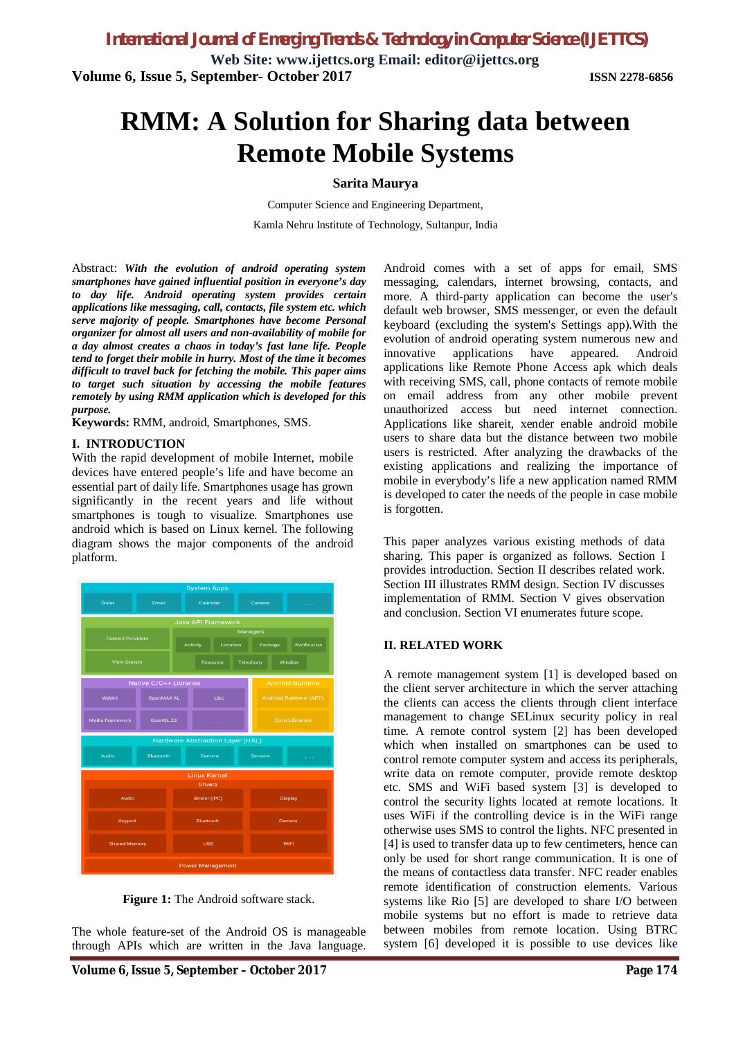# RMM: A Solution for Sharing data between Remote Mobile Systems

**Sarita Maurya**

Computer Science and Engineering Department,

Kamla Nehru Institute of Technology, Sultanpur, India

Abstract: ***With the evolution of android operating system smartphones have gained influential position in everyone's day to day life. Android operating system provides certain applications like messaging, call, contacts, file system etc. which serve majority of people. Smartphones have become Personal organizer for almost all users and non-availability of mobile for a day almost creates a chaos in today's fast lane life. People tend to forget their mobile in hurry. Most of the time it becomes difficult to travel back for fetching the mobile. This paper aims to target such situation by accessing the mobile features remotely by using RMM application which is developed for this purpose.***

**Keywords:** RMM, android, Smartphones, SMS.

## I. INTRODUCTION

With the rapid development of mobile Internet, mobile devices have entered people's life and have become an essential part of daily life. Smartphones usage has grown significantly in the recent years and life without smartphones is tough to visualize. Smartphones use android which is based on Linux kernel. The following diagram shows the major components of the android platform.

**Figure 1:** The Android software stack.

The whole feature-set of the Android OS is manageable through APIs which are written in the Java language. Android comes with a set of apps for email, SMS messaging, calendars, internet browsing, contacts, and more. A third-party application can become the user's default web browser, SMS messenger, or even the default keyboard (excluding the system's Settings app).With the evolution of android operating system numerous new and innovative applications have appeared. Android applications like Remote Phone Access apk which deals with receiving SMS, call, phone contacts of remote mobile on email address from any other mobile prevent unauthorized access but need internet connection. Applications like shareit, xender enable android mobile users to share data but the distance between two mobile users is restricted. After analyzing the drawbacks of the existing applications and realizing the importance of mobile in everybody's life a new application named RMM is developed to cater the needs of the people in case mobile is forgotten.

This paper analyzes various existing methods of data sharing. This paper is organized as follows. Section I provides introduction. Section II describes related work. Section III illustrates RMM design. Section IV discusses implementation of RMM. Section V gives observation and conclusion. Section VI enumerates future scope.

## II. RELATED WORK

A remote management system [1] is developed based on the client server architecture in which the server attaching the clients can access the clients through client interface management to change SELinux security policy in real time. A remote control system [2] has been developed which when installed on smartphones can be used to control remote computer system and access its peripherals, write data on remote computer, provide remote desktop etc. SMS and WiFi based system [3] is developed to control the security lights located at remote locations. It uses WiFi if the controlling device is in the WiFi range otherwise uses SMS to control the lights. NFC presented in [4] is used to transfer data up to few centimeters, hence can only be used for short range communication. It is one of the means of contactless data transfer. NFC reader enables remote identification of construction elements. Various systems like Rio [5] are developed to share I/O between mobile systems but no effort is made to retrieve data between mobiles from remote location. Using BTRC system [6] developed it is possible to use devices like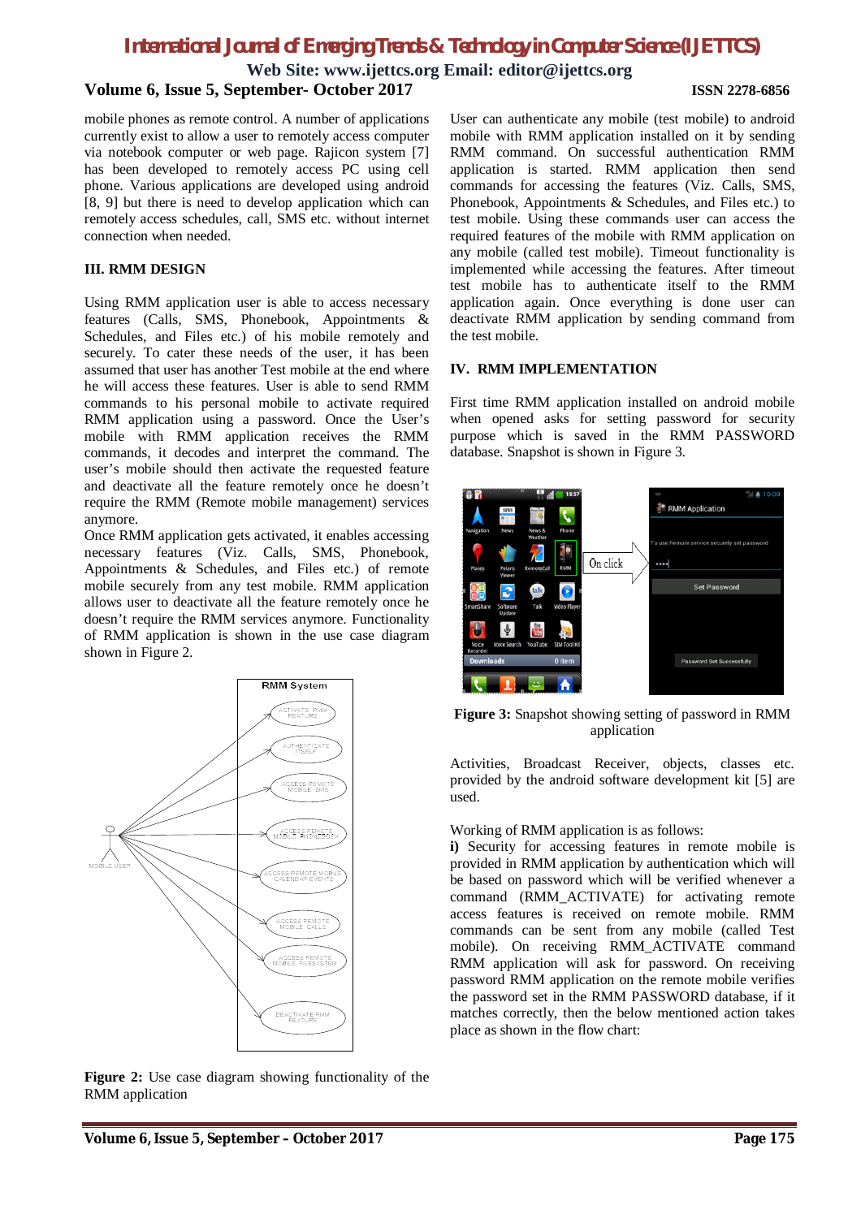mobile phones as remote control. A number of applications currently exist to allow a user to remotely access computer via notebook computer or web page. Rajicon system [7] has been developed to remotely access PC using cell phone. Various applications are developed using android [8, 9] but there is need to develop application which can remotely access schedules, call, SMS etc. without internet connection when needed.

## III. RMM DESIGN

Using RMM application user is able to access necessary features (Calls, SMS, Phonebook, Appointments & Schedules, and Files etc.) of his mobile remotely and securely. To cater these needs of the user, it has been assumed that user has another Test mobile at the end where he will access these features. User is able to send RMM commands to his personal mobile to activate required RMM application using a password. Once the User's mobile with RMM application receives the RMM commands, it decodes and interpret the command. The user's mobile should then activate the requested feature and deactivate all the feature remotely once he doesn't require the RMM (Remote mobile management) services anymore.

Once RMM application gets activated, it enables accessing necessary features (Viz. Calls, SMS, Phonebook, Appointments & Schedules, and Files etc.) of remote mobile securely from any test mobile. RMM application allows user to deactivate all the feature remotely once he doesn't require the RMM services anymore. Functionality of RMM application is shown in the use case diagram shown in Figure 2.

**Figure 2:** Use case diagram showing functionality of the RMM application

User can authenticate any mobile (test mobile) to android mobile with RMM application installed on it by sending RMM command. On successful authentication RMM application is started. RMM application then send commands for accessing the features (Viz. Calls, SMS, Phonebook, Appointments & Schedules, and Files etc.) to test mobile. Using these commands user can access the required features of the mobile with RMM application on any mobile (called test mobile). Timeout functionality is implemented while accessing the features. After timeout test mobile has to authenticate itself to the RMM application again. Once everything is done user can deactivate RMM application by sending command from the test mobile.

## IV. RMM IMPLEMENTATION

First time RMM application installed on android mobile when opened asks for setting password for security purpose which is saved in the RMM PASSWORD database. Snapshot is shown in Figure 3.

**Figure 3:** Snapshot showing setting of password in RMM application

Activities, Broadcast Receiver, objects, classes etc. provided by the android software development kit [5] are used.

Working of RMM application is as follows:

**i)** Security for accessing features in remote mobile is provided in RMM application by authentication which will be based on password which will be verified whenever a command (RMM_ACTIVATE) for activating remote access features is received on remote mobile. RMM commands can be sent from any mobile (called Test mobile). On receiving RMM_ACTIVATE command RMM application will ask for password. On receiving password RMM application on the remote mobile verifies the password set in the RMM PASSWORD database, if it matches correctly, then the below mentioned action takes place as shown in the flow chart: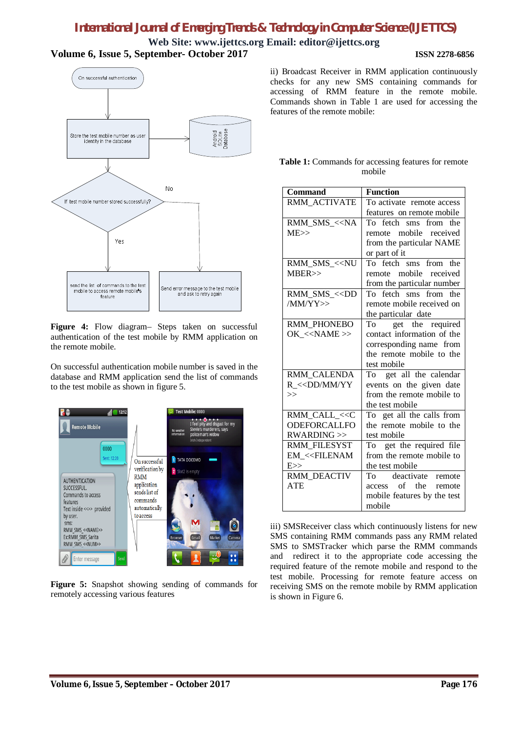**Figure 4:** Flow diagram– Steps taken on successful authentication of the test mobile by RMM application on the remote mobile.

On successful authentication mobile number is saved in the database and RMM application send the list of commands to the test mobile as shown in figure 5.

**Figure 5:** Snapshot showing sending of commands for remotely accessing various features

ii) Broadcast Receiver in RMM application continuously checks for any new SMS containing commands for accessing of RMM feature in the remote mobile. Commands shown in Table 1 are used for accessing the features of the remote mobile:

**Table 1:** Commands for accessing features for remote mobile

| Command | Function |
|---|---|
| RMM_ACTIVATE | To activate remote access features on remote mobile |
| RMM_SMS_<<NAME>> | To fetch sms from the remote mobile received from the particular NAME or part of it |
| RMM_SMS_<<NUMBER>> | To fetch sms from the remote mobile received from the particular number |
| RMM_SMS_<<DD/MM/YY>> | To fetch sms from the remote mobile received on the particular date |
| RMM_PHONEBOOK_<<NAME >> | To get the required contact information of the corresponding name from the remote mobile to the test mobile |
| RMM_CALENDAR_<<DD/MM/YY>> | To get all the calendar events on the given date from the remote mobile to the test mobile |
| RMM_CALL_<<CODEFORCALLFORWARDING >> | To get all the calls from the remote mobile to the test mobile |
| RMM_FILESYSTEM_<<FILENAME>> | To get the required file from the remote mobile to the test mobile |
| RMM_DEACTIVATE | To deactivate remote access of the remote mobile features by the test mobile |

iii) SMSReceiver class which continuously listens for new SMS containing RMM commands pass any RMM related SMS to SMSTracker which parse the RMM commands and redirect it to the appropriate code accessing the required feature of the remote mobile and respond to the test mobile. Processing for remote feature access on receiving SMS on the remote mobile by RMM application is shown in Figure 6.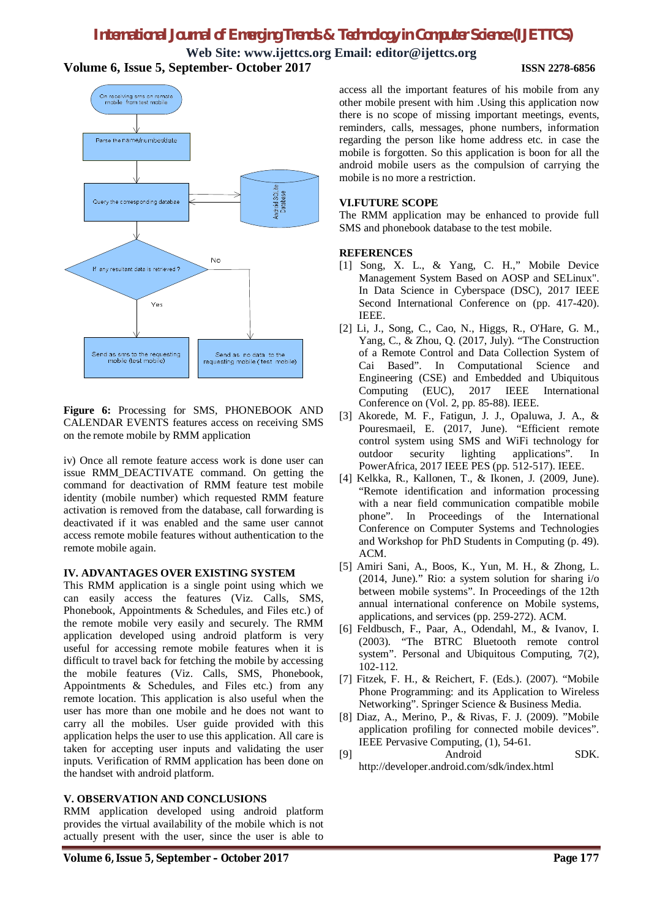On receiving sms on remote mobile from test mobile

Parse the name/number/date

Query the corresponding database

Android SQLite Database

If any resultant data is retrieved ?

No

Yes

Send as sms to the requesting mobile (test mobile)

Send as no data to the requesting mobile (test mobile)

**Figure 6:** Processing for SMS, PHONEBOOK AND CALENDAR EVENTS features access on receiving SMS on the remote mobile by RMM application

iv) Once all remote feature access work is done user can issue RMM_DEACTIVATE command. On getting the command for deactivation of RMM feature test mobile identity (mobile number) which requested RMM feature activation is removed from the database, call forwarding is deactivated if it was enabled and the same user cannot access remote mobile features without authentication to the remote mobile again.

## IV. ADVANTAGES OVER EXISTING SYSTEM

This RMM application is a single point using which we can easily access the features (Viz. Calls, SMS, Phonebook, Appointments & Schedules, and Files etc.) of the remote mobile very easily and securely. The RMM application developed using android platform is very useful for accessing remote mobile features when it is difficult to travel back for fetching the mobile by accessing the mobile features (Viz. Calls, SMS, Phonebook, Appointments & Schedules, and Files etc.) from any remote location. This application is also useful when the user has more than one mobile and he does not want to carry all the mobiles. User guide provided with this application helps the user to use this application. All care is taken for accepting user inputs and validating the user inputs. Verification of RMM application has been done on the handset with android platform.

## V. OBSERVATION AND CONCLUSIONS

RMM application developed using android platform provides the virtual availability of the mobile which is not actually present with the user, since the user is able to access all the important features of his mobile from any other mobile present with him .Using this application now there is no scope of missing important meetings, events, reminders, calls, messages, phone numbers, information regarding the person like home address etc. in case the mobile is forgotten. So this application is boon for all the android mobile users as the compulsion of carrying the mobile is no more a restriction.

## VI.FUTURE SCOPE

The RMM application may be enhanced to provide full SMS and phonebook database to the test mobile.

## REFERENCES

[1] Song, X. L., & Yang, C. H.," Mobile Device Management System Based on AOSP and SELinux". In Data Science in Cyberspace (DSC), 2017 IEEE Second International Conference on (pp. 417-420). IEEE.

[2] Li, J., Song, C., Cao, N., Higgs, R., O'Hare, G. M., Yang, C., & Zhou, Q. (2017, July). "The Construction of a Remote Control and Data Collection System of Cai Based". In Computational Science and Engineering (CSE) and Embedded and Ubiquitous Computing (EUC), 2017 IEEE International Conference on (Vol. 2, pp. 85-88). IEEE.

[3] Akorede, M. F., Fatigun, J. J., Opaluwa, J. A., & Pouresmaeil, E. (2017, June). "Efficient remote control system using SMS and WiFi technology for outdoor security lighting applications". In PowerAfrica, 2017 IEEE PES (pp. 512-517). IEEE.

[4] Kelkka, R., Kallonen, T., & Ikonen, J. (2009, June). "Remote identification and information processing with a near field communication compatible mobile phone". In Proceedings of the International Conference on Computer Systems and Technologies and Workshop for PhD Students in Computing (p. 49). ACM.

[5] Amiri Sani, A., Boos, K., Yun, M. H., & Zhong, L. (2014, June)." Rio: a system solution for sharing i/o between mobile systems". In Proceedings of the 12th annual international conference on Mobile systems, applications, and services (pp. 259-272). ACM.

[6] Feldbusch, F., Paar, A., Odendahl, M., & Ivanov, I. (2003). "The BTRC Bluetooth remote control system". Personal and Ubiquitous Computing, 7(2), 102-112.

[7] Fitzek, F. H., & Reichert, F. (Eds.). (2007). "Mobile Phone Programming: and its Application to Wireless Networking". Springer Science & Business Media.

[8] Diaz, A., Merino, P., & Rivas, F. J. (2009). "Mobile application profiling for connected mobile devices". IEEE Pervasive Computing, (1), 54-61.

[9] Android SDK. http://developer.android.com/sdk/index.html